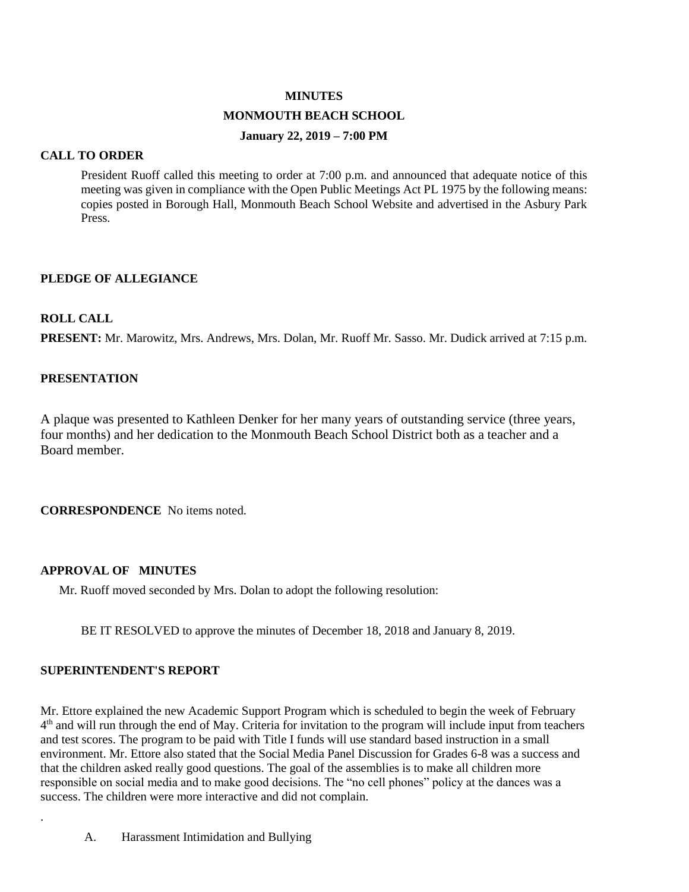# MINUTES

## MONNMOUTH BEACH SCHOOL

### January 22, 2019 – 7:00 PM

**CALL TO ORDER**

President Ruoff called this meeting to order at 7:00 p.m. and announced that adequate notice of this meeting was given in compliance with the Open Public Meetings Act PL 1975 by the following means: copies posted in Borough Hall, Monmouth Beach School Website and advertised in the Asbury Park Press.

**PLEDGE OF ALLEGIANCE**

**ROLL CALL**

**PRESENT:** Mr. Marowitz, Mrs. Andrews, Mrs. Dolan, Mr. Ruoff Mr. Sasso. Mr. Dudick arrived at 7:15 p.m.

**PRESENTATION**

A plaque was presented to Kathleen Denker for her many years of outstanding service (three years, four months) and her dedication to the Monmouth Beach School District both as a teacher and a Board member.

**CORRESPONDENCE** No items noted.

**APPROVAL OF MINUTES**

Mr. Ruoff moved seconded by Mrs. Dolan to adopt the following resolution:

BE IT RESOLVED to approve the minutes of December 18, 2018 and January 8, 2019.

**SUPERINTENDENT'S REPORT**

Mr. Ettore explained the new Academic Support Program which is scheduled to begin the week of February 4th and will run through the end of May. Criteria for invitation to the program will include input from teachers and test scores. The program to be paid with Title I funds will use standard based instruction in a small environment. Mr. Ettore also stated that the Social Media Panel Discussion for Grades 6-8 was a success and that the children asked really good questions. The goal of the assemblies is to make all children more responsible on social media and to make good decisions. The "no cell phones" policy at the dances was a success. The children were more interactive and did not complain.

.

A. Harassment Intimidation and Bullying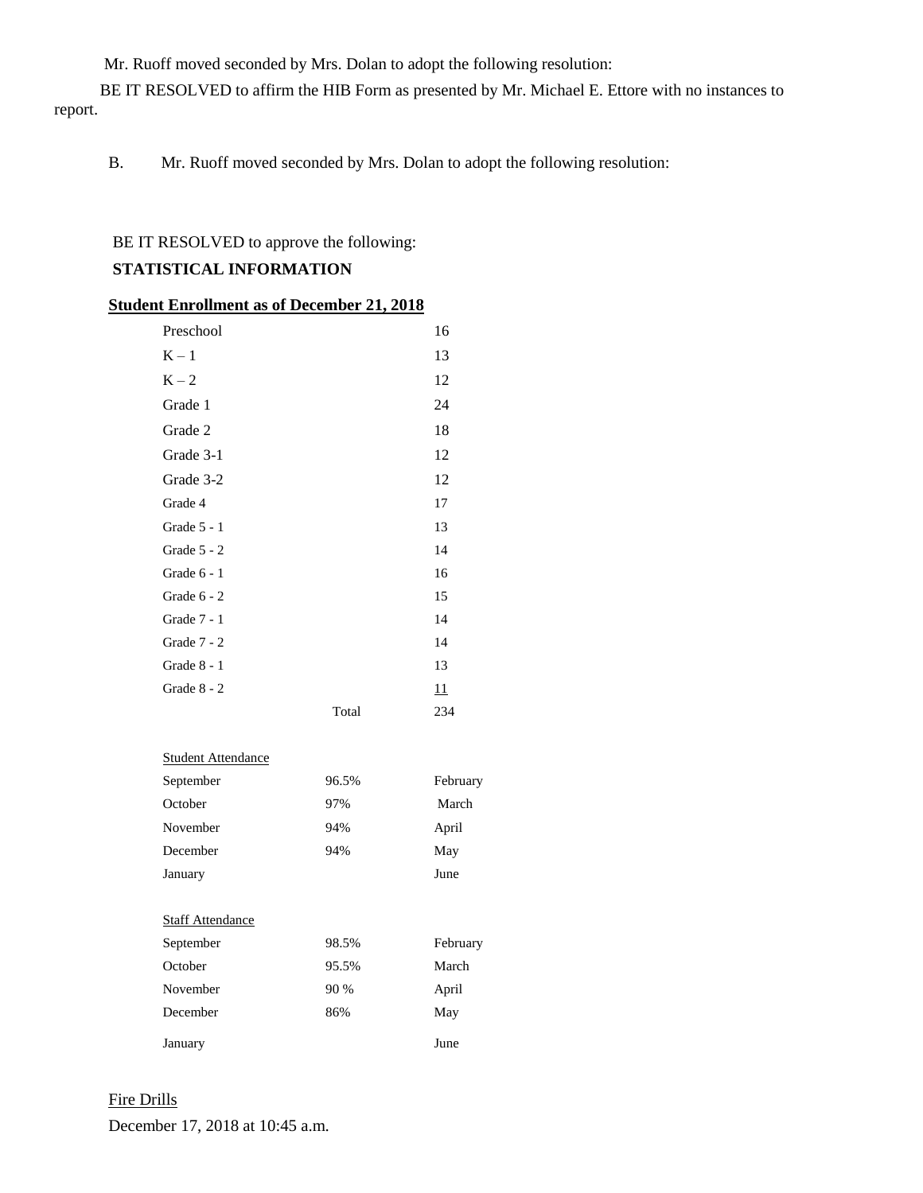Mr. Ruoff moved seconded by Mrs. Dolan to adopt the following resolution:

BE IT RESOLVED to affirm the HIB Form as presented by Mr. Michael E. Ettore with no instances to report.

B. Mr. Ruoff moved seconded by Mrs. Dolan to adopt the following resolution:

BE IT RESOLVED to approve the following:

**STATISTICAL INFORMATION**

**Student Enrollment as of December 21, 2018**

| | | |
|---|---|---|
| Preschool | | 16 |
| K – 1 | | 13 |
| K – 2 | | 12 |
| Grade 1 | | 24 |
| Grade 2 | | 18 |
| Grade 3-1 | | 12 |
| Grade 3-2 | | 12 |
| Grade 4 | | 17 |
| Grade 5 - 1 | | 13 |
| Grade 5 - 2 | | 14 |
| Grade 6 - 1 | | 16 |
| Grade 6 - 2 | | 15 |
| Grade 7 - 1 | | 14 |
| Grade 7 - 2 | | 14 |
| Grade 8 - 1 | | 13 |
| Grade 8 - 2 | | 11 |
| | Total | 234 |

Student Attendance

| | | |
|---|---|---|
| September | 96.5% | February |
| October | 97% | March |
| November | 94% | April |
| December | 94% | May |
| January | | June |

Staff Attendance

| | | |
|---|---|---|
| September | 98.5% | February |
| October | 95.5% | March |
| November | 90 % | April |
| December | 86% | May |
| January | | June |

Fire Drills

December 17, 2018 at 10:45 a.m.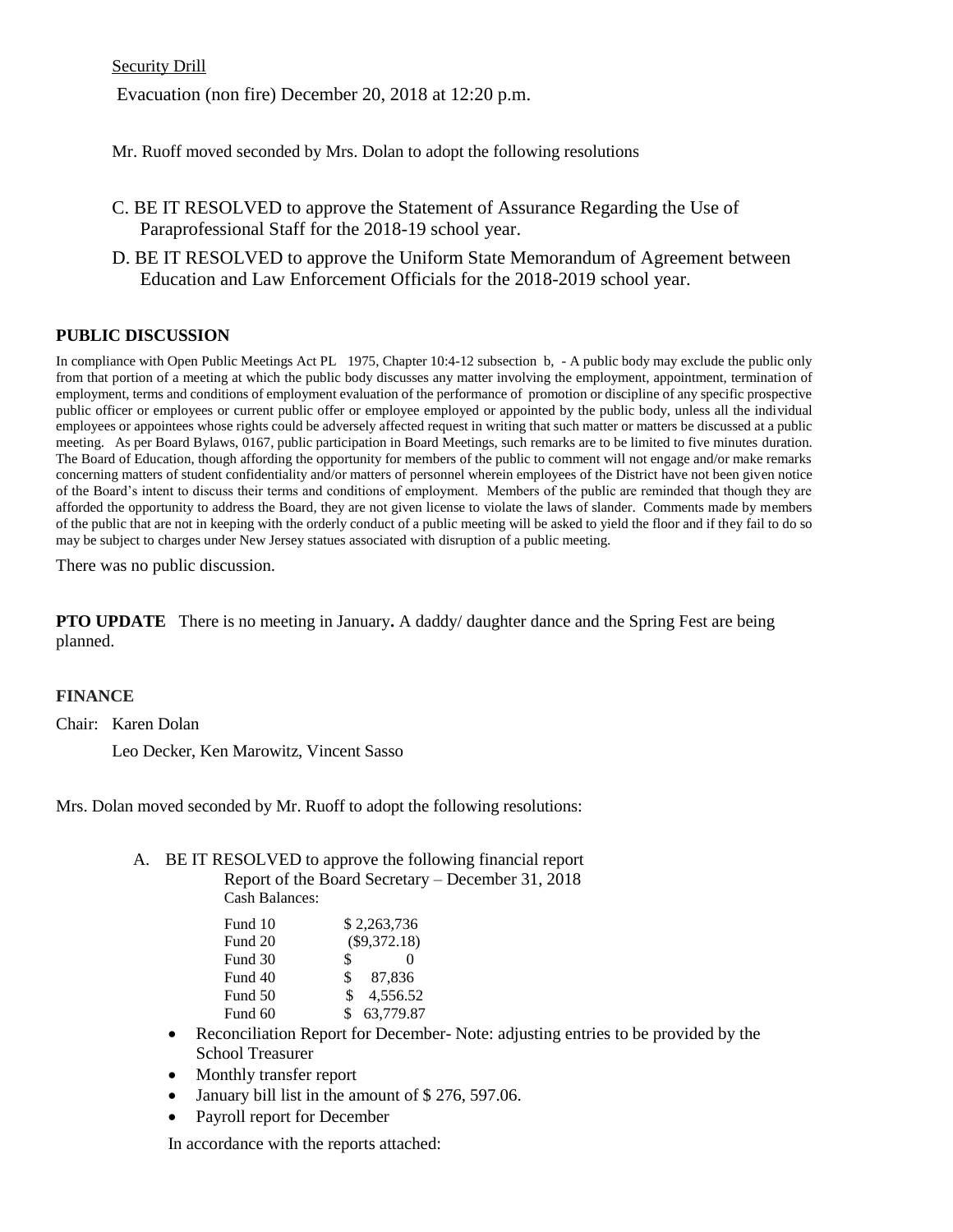Security Drill

Evacuation (non fire) December 20, 2018 at 12:20 p.m.

Mr. Ruoff moved seconded by Mrs. Dolan to adopt the following resolutions

C. BE IT RESOLVED to approve the Statement of Assurance Regarding the Use of Paraprofessional Staff for the 2018-19 school year.

D. BE IT RESOLVED to approve the Uniform State Memorandum of Agreement between Education and Law Enforcement Officials for the 2018-2019 school year.

**PUBLIC DISCUSSION**

In compliance with Open Public Meetings Act PL 1975, Chapter 10:4-12 subsection b, - A public body may exclude the public only from that portion of a meeting at which the public body discusses any matter involving the employment, appointment, termination of employment, terms and conditions of employment evaluation of the performance of promotion or discipline of any specific prospective public officer or employees or current public offer or employee employed or appointed by the public body, unless all the individual employees or appointees whose rights could be adversely affected request in writing that such matter or matters be discussed at a public meeting. As per Board Bylaws, 0167, public participation in Board Meetings, such remarks are to be limited to five minutes duration. The Board of Education, though affording the opportunity for members of the public to comment will not engage and/or make remarks concerning matters of student confidentiality and/or matters of personnel wherein employees of the District have not been given notice of the Board's intent to discuss their terms and conditions of employment. Members of the public are reminded that though they are afforded the opportunity to address the Board, they are not given license to violate the laws of slander. Comments made by members of the public that are not in keeping with the orderly conduct of a public meeting will be asked to yield the floor and if they fail to do so may be subject to charges under New Jersey statues associated with disruption of a public meeting.

There was no public discussion.

**PTO UPDATE** There is no meeting in January**.** A daddy/ daughter dance and the Spring Fest are being planned.

**FINANCE**

Chair: Karen Dolan

Leo Decker, Ken Marowitz, Vincent Sasso

Mrs. Dolan moved seconded by Mr. Ruoff to adopt the following resolutions:

A. BE IT RESOLVED to approve the following financial report
Report of the Board Secretary – December 31, 2018
Cash Balances:

| | |
|---|---|
| Fund 10 | $ 2,263,736 |
| Fund 20 | ($9,372.18) |
| Fund 30 | $ 0 |
| Fund 40 | $ 87,836 |
| Fund 50 | $ 4,556.52 |
| Fund 60 | $ 63,779.87 |

- Reconciliation Report for December- Note: adjusting entries to be provided by the School Treasurer
- Monthly transfer report
- January bill list in the amount of $ 276, 597.06.
- Payroll report for December

In accordance with the reports attached: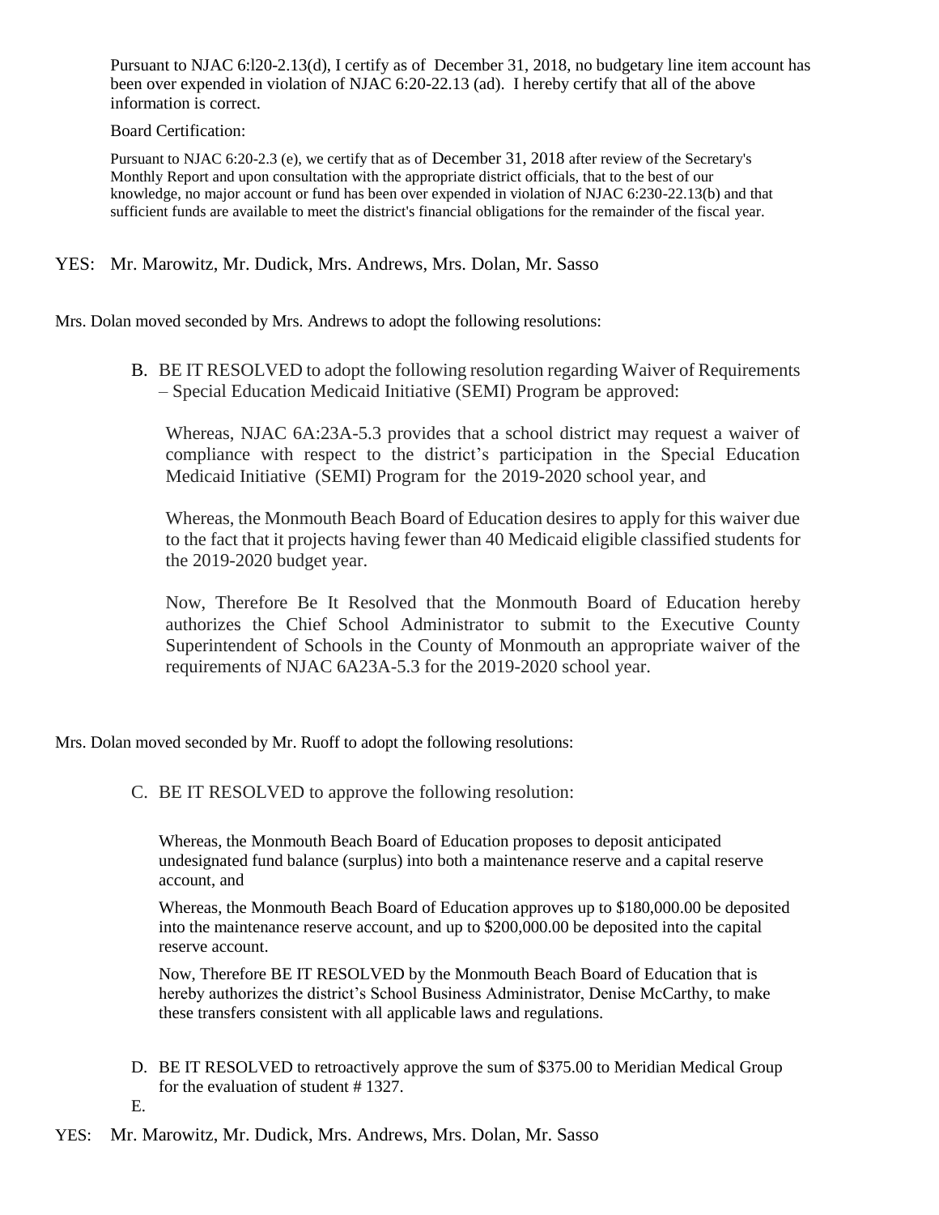Pursuant to NJAC 6:l20-2.13(d), I certify as of December 31, 2018, no budgetary line item account has been over expended in violation of NJAC 6:20-22.13 (ad). I hereby certify that all of the above information is correct.

Board Certification:

Pursuant to NJAC 6:20-2.3 (e), we certify that as of December 31, 2018 after review of the Secretary's Monthly Report and upon consultation with the appropriate district officials, that to the best of our knowledge, no major account or fund has been over expended in violation of NJAC 6:230-22.13(b) and that sufficient funds are available to meet the district's financial obligations for the remainder of the fiscal year.

YES: Mr. Marowitz, Mr. Dudick, Mrs. Andrews, Mrs. Dolan, Mr. Sasso

Mrs. Dolan moved seconded by Mrs. Andrews to adopt the following resolutions:

B. BE IT RESOLVED to adopt the following resolution regarding Waiver of Requirements – Special Education Medicaid Initiative (SEMI) Program be approved:

   Whereas, NJAC 6A:23A-5.3 provides that a school district may request a waiver of compliance with respect to the district's participation in the Special Education Medicaid Initiative (SEMI) Program for the 2019-2020 school year, and

   Whereas, the Monmouth Beach Board of Education desires to apply for this waiver due to the fact that it projects having fewer than 40 Medicaid eligible classified students for the 2019-2020 budget year.

   Now, Therefore Be It Resolved that the Monmouth Board of Education hereby authorizes the Chief School Administrator to submit to the Executive County Superintendent of Schools in the County of Monmouth an appropriate waiver of the requirements of NJAC 6A23A-5.3 for the 2019-2020 school year.

Mrs. Dolan moved seconded by Mr. Ruoff to adopt the following resolutions:

C. BE IT RESOLVED to approve the following resolution:

   Whereas, the Monmouth Beach Board of Education proposes to deposit anticipated undesignated fund balance (surplus) into both a maintenance reserve and a capital reserve account, and

   Whereas, the Monmouth Beach Board of Education approves up to $180,000.00 be deposited into the maintenance reserve account, and up to $200,000.00 be deposited into the capital reserve account.

   Now, Therefore BE IT RESOLVED by the Monmouth Beach Board of Education that is hereby authorizes the district's School Business Administrator, Denise McCarthy, to make these transfers consistent with all applicable laws and regulations.

D. BE IT RESOLVED to retroactively approve the sum of $375.00 to Meridian Medical Group for the evaluation of student # 1327.

E.

YES: Mr. Marowitz, Mr. Dudick, Mrs. Andrews, Mrs. Dolan, Mr. Sasso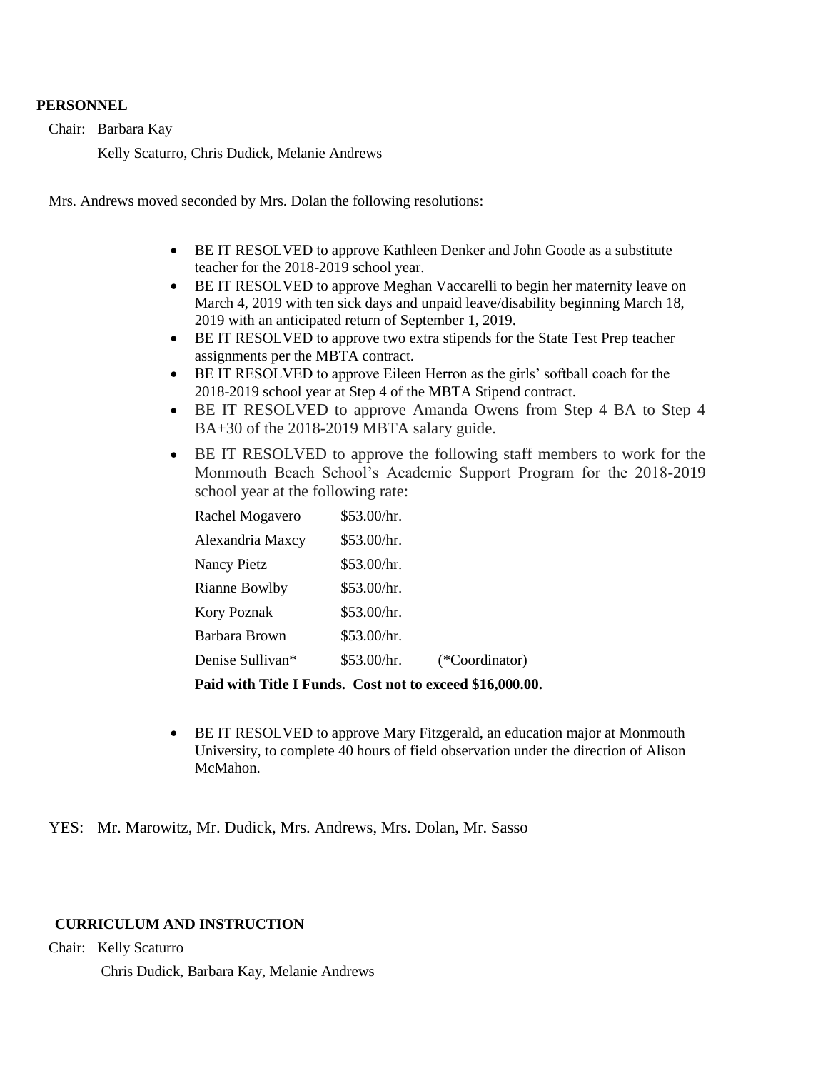**PERSONNEL**

Chair: Barbara Kay

Kelly Scaturro, Chris Dudick, Melanie Andrews

Mrs. Andrews moved seconded by Mrs. Dolan the following resolutions:

- BE IT RESOLVED to approve Kathleen Denker and John Goode as a substitute teacher for the 2018-2019 school year.
- BE IT RESOLVED to approve Meghan Vaccarelli to begin her maternity leave on March 4, 2019 with ten sick days and unpaid leave/disability beginning March 18, 2019 with an anticipated return of September 1, 2019.
- BE IT RESOLVED to approve two extra stipends for the State Test Prep teacher assignments per the MBTA contract.
- BE IT RESOLVED to approve Eileen Herron as the girls' softball coach for the 2018-2019 school year at Step 4 of the MBTA Stipend contract.
- BE IT RESOLVED to approve Amanda Owens from Step 4 BA to Step 4 BA+30 of the 2018-2019 MBTA salary guide.
- BE IT RESOLVED to approve the following staff members to work for the Monmouth Beach School's Academic Support Program for the 2018-2019 school year at the following rate:

| | | |
|---|---|---|
| Rachel Mogavero | $53.00/hr. | |
| Alexandria Maxcy | $53.00/hr. | |
| Nancy Pietz | $53.00/hr. | |
| Rianne Bowlby | $53.00/hr. | |
| Kory Poznak | $53.00/hr. | |
| Barbara Brown | $53.00/hr. | |
| Denise Sullivan* | $53.00/hr. | (*Coordinator) |

**Paid with Title I Funds. Cost not to exceed $16,000.00.**

- BE IT RESOLVED to approve Mary Fitzgerald, an education major at Monmouth University, to complete 40 hours of field observation under the direction of Alison McMahon.

YES: Mr. Marowitz, Mr. Dudick, Mrs. Andrews, Mrs. Dolan, Mr. Sasso

**CURRICULUM AND INSTRUCTION**

Chair: Kelly Scaturro

Chris Dudick, Barbara Kay, Melanie Andrews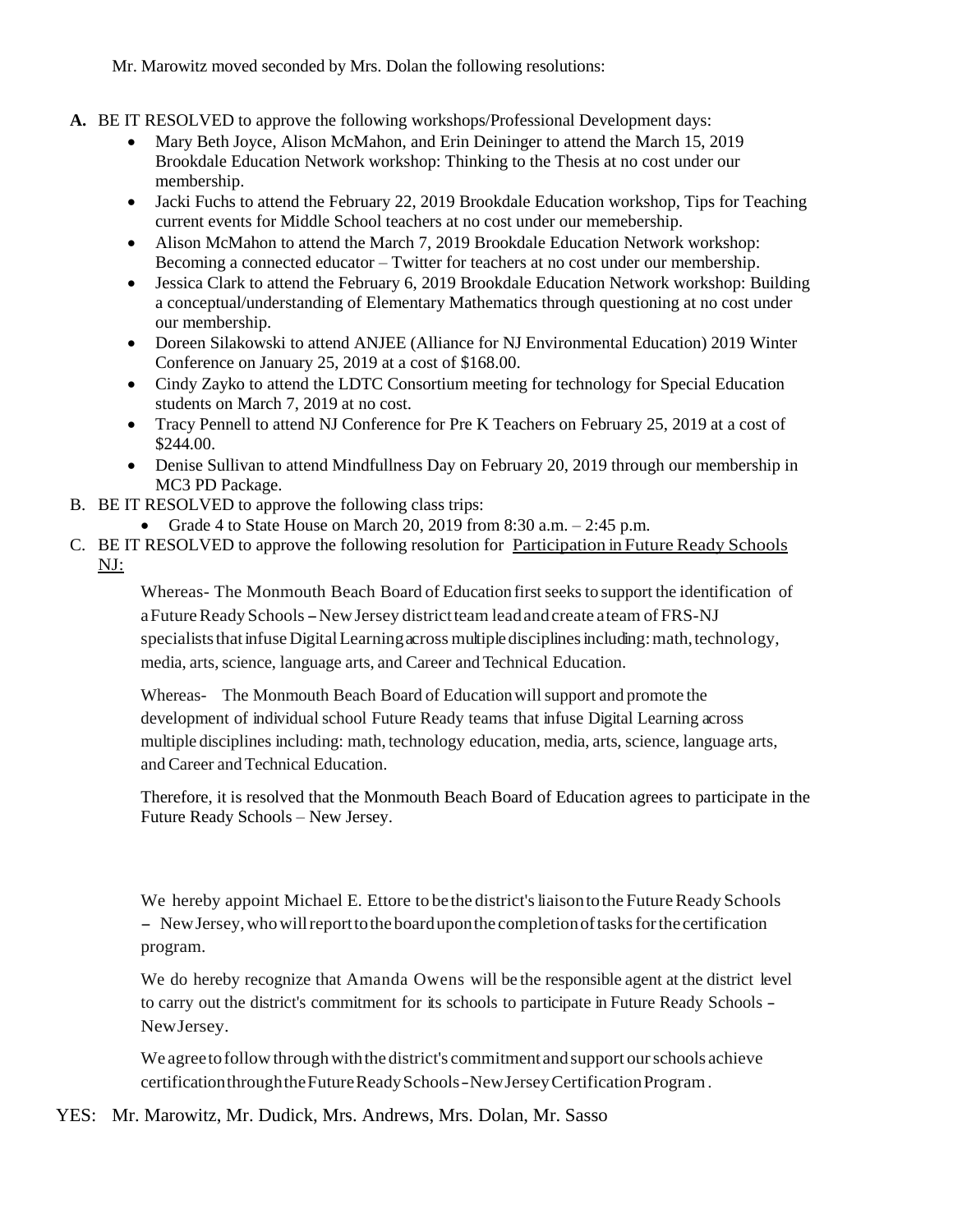Mr. Marowitz moved seconded by Mrs. Dolan the following resolutions:

**A.** BE IT RESOLVED to approve the following workshops/Professional Development days:

- Mary Beth Joyce, Alison McMahon, and Erin Deininger to attend the March 15, 2019 Brookdale Education Network workshop: Thinking to the Thesis at no cost under our membership.
- Jacki Fuchs to attend the February 22, 2019 Brookdale Education workshop, Tips for Teaching current events for Middle School teachers at no cost under our memebership.
- Alison McMahon to attend the March 7, 2019 Brookdale Education Network workshop: Becoming a connected educator – Twitter for teachers at no cost under our membership.
- Jessica Clark to attend the February 6, 2019 Brookdale Education Network workshop: Building a conceptual/understanding of Elementary Mathematics through questioning at no cost under our membership.
- Doreen Silakowski to attend ANJEE (Alliance for NJ Environmental Education) 2019 Winter Conference on January 25, 2019 at a cost of $168.00.
- Cindy Zayko to attend the LDTC Consortium meeting for technology for Special Education students on March 7, 2019 at no cost.
- Tracy Pennell to attend NJ Conference for Pre K Teachers on February 25, 2019 at a cost of $244.00.
- Denise Sullivan to attend Mindfullness Day on February 20, 2019 through our membership in MC3 PD Package.

B. BE IT RESOLVED to approve the following class trips:

- Grade 4 to State House on March 20, 2019 from 8:30 a.m. – 2:45 p.m.

C. BE IT RESOLVED to approve the following resolution for Participation in Future Ready Schools NJ:

Whereas- The Monmouth Beach Board of Education first seeks to support the identification of a Future Ready Schools – New Jersey district team lead and create a team of FRS-NJ specialists that infuse Digital Learning across multiple disciplines including: math, technology, media, arts, science, language arts, and Career and Technical Education.

Whereas- The Monmouth Beach Board of Education will support and promote the development of individual school Future Ready teams that infuse Digital Learning across multiple disciplines including: math, technology education, media, arts, science, language arts, and Career and Technical Education.

Therefore, it is resolved that the Monmouth Beach Board of Education agrees to participate in the Future Ready Schools – New Jersey.

We hereby appoint Michael E. Ettore to be the district's liaison to the Future Ready Schools – New Jersey, who will report to the board upon the completion of tasks for the certification program.

We do hereby recognize that Amanda Owens will be the responsible agent at the district level to carry out the district's commitment for its schools to participate in Future Ready Schools – New Jersey.

We agree to follow through with the district's commitment and support our schools achieve certification through the Future Ready Schools – New Jersey Certification Program.

YES: Mr. Marowitz, Mr. Dudick, Mrs. Andrews, Mrs. Dolan, Mr. Sasso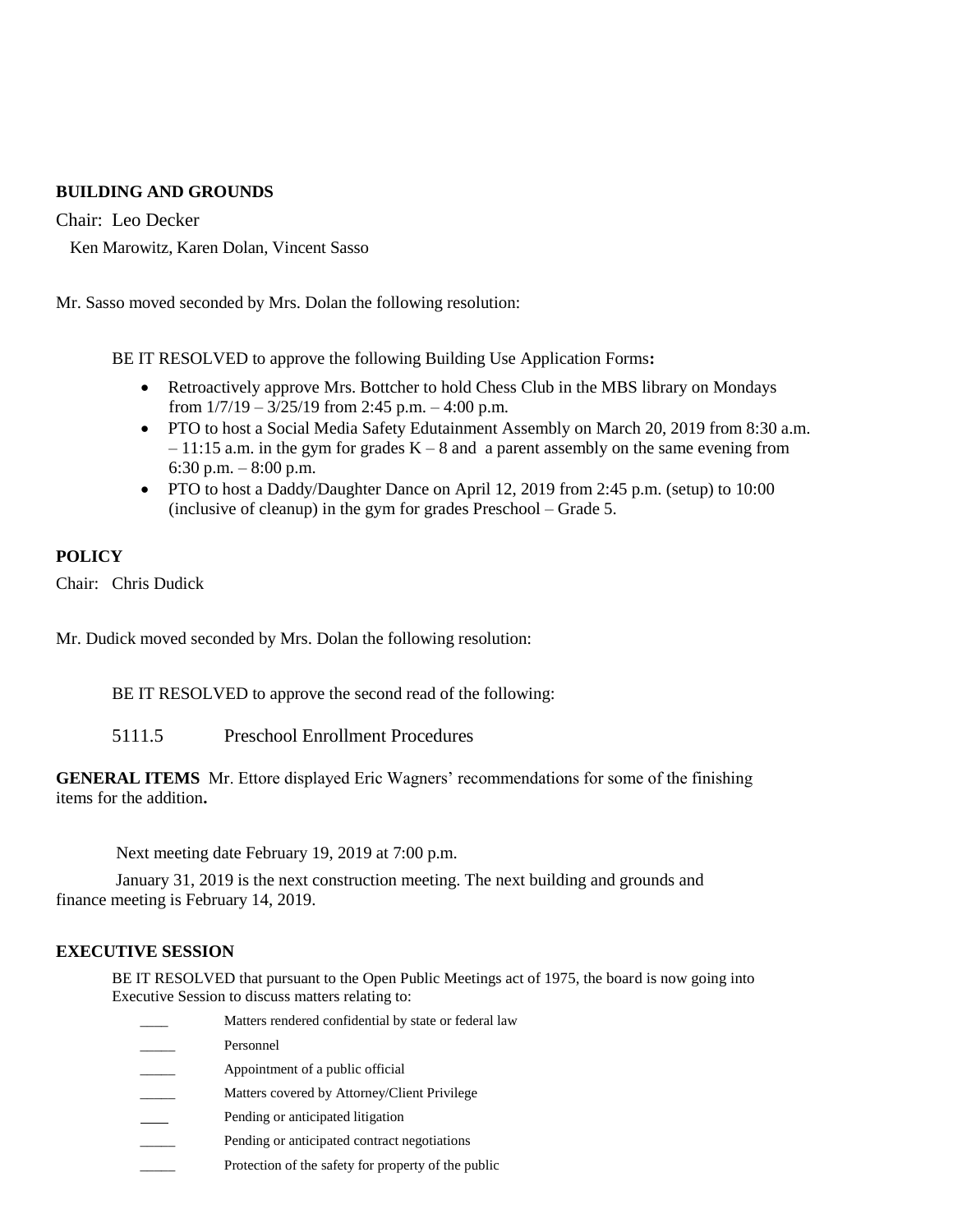**BUILDING AND GROUNDS**

Chair: Leo Decker

Ken Marowitz, Karen Dolan, Vincent Sasso

Mr. Sasso moved seconded by Mrs. Dolan the following resolution:

BE IT RESOLVED to approve the following Building Use Application Forms**:**

- Retroactively approve Mrs. Bottcher to hold Chess Club in the MBS library on Mondays from 1/7/19 – 3/25/19 from 2:45 p.m. – 4:00 p.m.
- PTO to host a Social Media Safety Edutainment Assembly on March 20, 2019 from 8:30 a.m. – 11:15 a.m. in the gym for grades K – 8 and a parent assembly on the same evening from 6:30 p.m. – 8:00 p.m.
- PTO to host a Daddy/Daughter Dance on April 12, 2019 from 2:45 p.m. (setup) to 10:00 (inclusive of cleanup) in the gym for grades Preschool – Grade 5.

**POLICY**

Chair: Chris Dudick

Mr. Dudick moved seconded by Mrs. Dolan the following resolution:

BE IT RESOLVED to approve the second read of the following:

5111.5 Preschool Enrollment Procedures

**GENERAL ITEMS** Mr. Ettore displayed Eric Wagners' recommendations for some of the finishing items for the addition**.**

Next meeting date February 19, 2019 at 7:00 p.m.

January 31, 2019 is the next construction meeting. The next building and grounds and finance meeting is February 14, 2019.

**EXECUTIVE SESSION**

BE IT RESOLVED that pursuant to the Open Public Meetings act of 1975, the board is now going into Executive Session to discuss matters relating to:

____ Matters rendered confidential by state or federal law

_____ Personnel

_____ Appointment of a public official

_____ Matters covered by Attorney/Client Privilege

____ Pending or anticipated litigation

_____ Pending or anticipated contract negotiations

_____ Protection of the safety for property of the public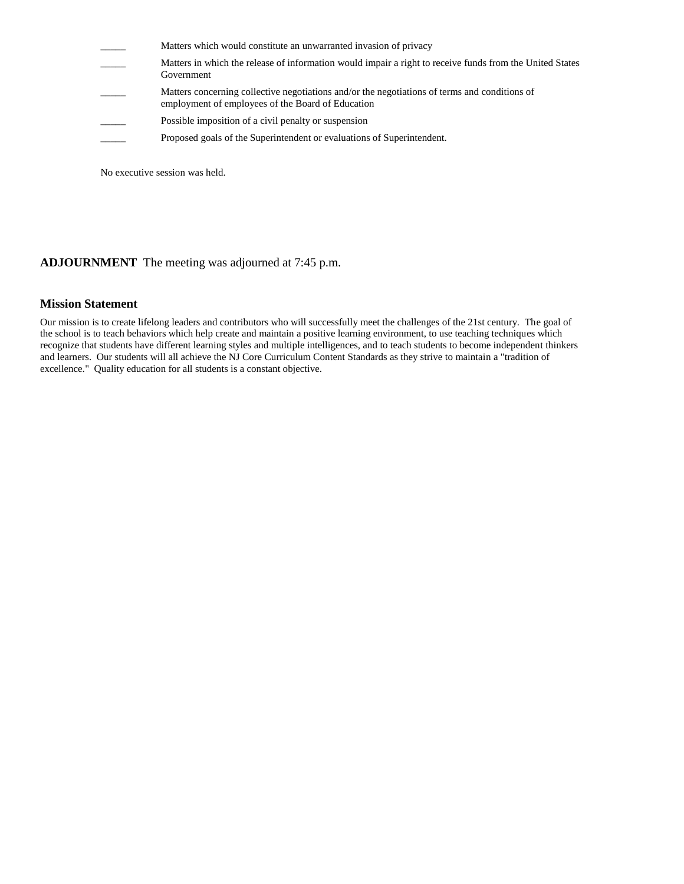_____ Matters which would constitute an unwarranted invasion of privacy

_____ Matters in which the release of information would impair a right to receive funds from the United States Government

_____ Matters concerning collective negotiations and/or the negotiations of terms and conditions of employment of employees of the Board of Education

_____ Possible imposition of a civil penalty or suspension

_____ Proposed goals of the Superintendent or evaluations of Superintendent.

No executive session was held.

**ADJOURNMENT** The meeting was adjourned at 7:45 p.m.

### Mission Statement

Our mission is to create lifelong leaders and contributors who will successfully meet the challenges of the 21st century. The goal of the school is to teach behaviors which help create and maintain a positive learning environment, to use teaching techniques which recognize that students have different learning styles and multiple intelligences, and to teach students to become independent thinkers and learners. Our students will all achieve the NJ Core Curriculum Content Standards as they strive to maintain a "tradition of excellence." Quality education for all students is a constant objective.